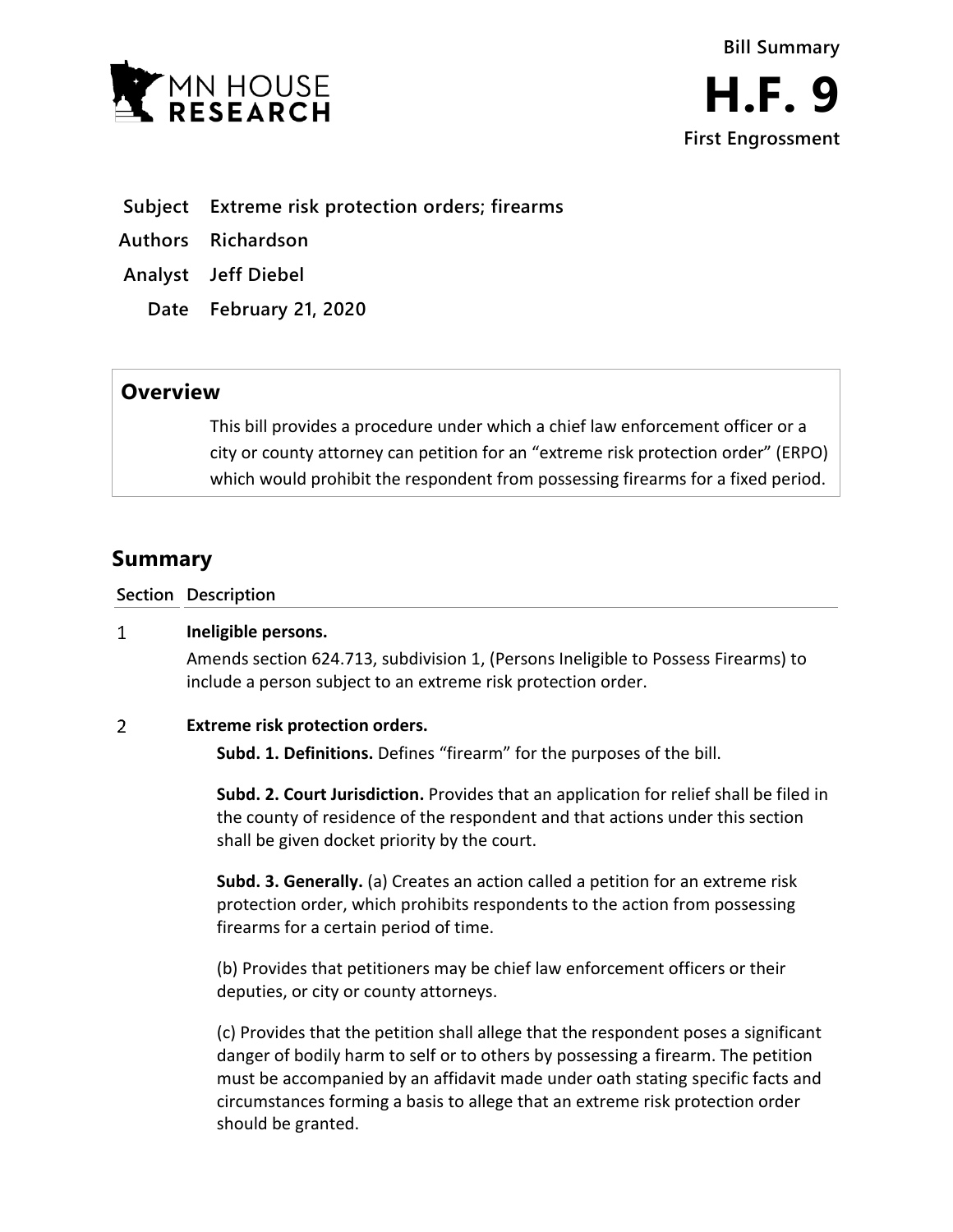Bill Summary

# H.F. 9

First Engrossment

| | |
|---|---|
| **Subject** | **Extreme risk protection orders; firearms** |
| **Authors** | **Richardson** |
| **Analyst** | **Jeff Diebel** |
| **Date** | **February 21, 2020** |

## Overview

This bill provides a procedure under which a chief law enforcement officer or a city or county attorney can petition for an "extreme risk protection order" (ERPO) which would prohibit the respondent from possessing firearms for a fixed period.

## Summary

| Section | Description |
|---|---|
| 1 | **Ineligible persons.**<br>Amends section 624.713, subdivision 1, (Persons Ineligible to Possess Firearms) to include a person subject to an extreme risk protection order. |
| 2 | **Extreme risk protection orders.**<br>**Subd. 1. Definitions.** Defines "firearm" for the purposes of the bill.<br>**Subd. 2. Court Jurisdiction.** Provides that an application for relief shall be filed in the county of residence of the respondent and that actions under this section shall be given docket priority by the court.<br>**Subd. 3. Generally.** (a) Creates an action called a petition for an extreme risk protection order, which prohibits respondents to the action from possessing firearms for a certain period of time.<br>(b) Provides that petitioners may be chief law enforcement officers or their deputies, or city or county attorneys.<br>(c) Provides that the petition shall allege that the respondent poses a significant danger of bodily harm to self or to others by possessing a firearm. The petition must be accompanied by an affidavit made under oath stating specific facts and circumstances forming a basis to allege that an extreme risk protection order should be granted. |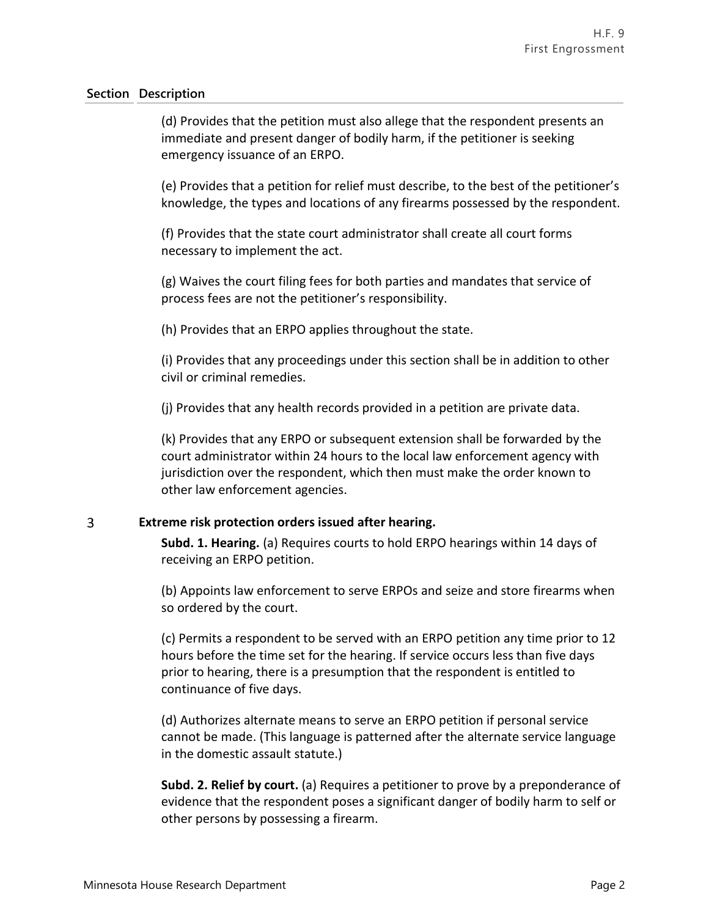| Section | Description |
|---|---|
| | (d) Provides that the petition must also allege that the respondent presents an immediate and present danger of bodily harm, if the petitioner is seeking emergency issuance of an ERPO. |
| | (e) Provides that a petition for relief must describe, to the best of the petitioner's knowledge, the types and locations of any firearms possessed by the respondent. |
| | (f) Provides that the state court administrator shall create all court forms necessary to implement the act. |
| | (g) Waives the court filing fees for both parties and mandates that service of process fees are not the petitioner's responsibility. |
| | (h) Provides that an ERPO applies throughout the state. |
| | (i) Provides that any proceedings under this section shall be in addition to other civil or criminal remedies. |
| | (j) Provides that any health records provided in a petition are private data. |
| | (k) Provides that any ERPO or subsequent extension shall be forwarded by the court administrator within 24 hours to the local law enforcement agency with jurisdiction over the respondent, which then must make the order known to other law enforcement agencies. |
| 3 | **Extreme risk protection orders issued after hearing.** |
| | **Subd. 1. Hearing.** (a) Requires courts to hold ERPO hearings within 14 days of receiving an ERPO petition. |
| | (b) Appoints law enforcement to serve ERPOs and seize and store firearms when so ordered by the court. |
| | (c) Permits a respondent to be served with an ERPO petition any time prior to 12 hours before the time set for the hearing. If service occurs less than five days prior to hearing, there is a presumption that the respondent is entitled to continuance of five days. |
| | (d) Authorizes alternate means to serve an ERPO petition if personal service cannot be made. (This language is patterned after the alternate service language in the domestic assault statute.) |
| | **Subd. 2. Relief by court.** (a) Requires a petitioner to prove by a preponderance of evidence that the respondent poses a significant danger of bodily harm to self or other persons by possessing a firearm. |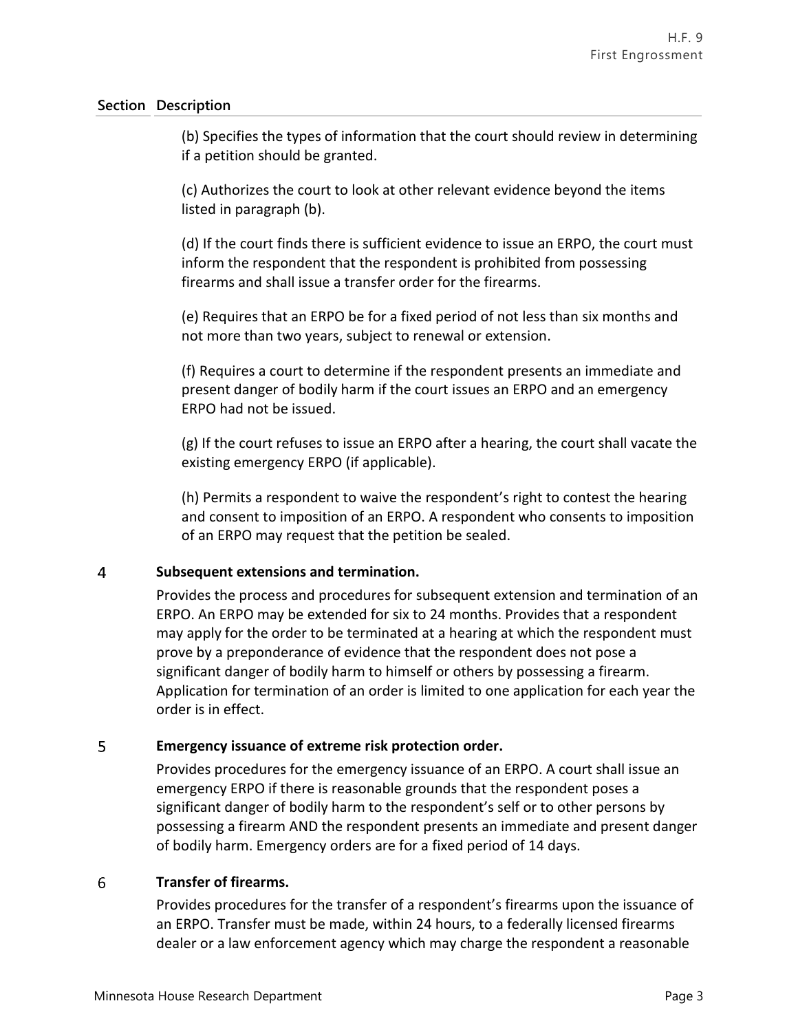| Section | Description |
|---|---|
| | (b) Specifies the types of information that the court should review in determining if a petition should be granted.<br><br>(c) Authorizes the court to look at other relevant evidence beyond the items listed in paragraph (b).<br><br>(d) If the court finds there is sufficient evidence to issue an ERPO, the court must inform the respondent that the respondent is prohibited from possessing firearms and shall issue a transfer order for the firearms.<br><br>(e) Requires that an ERPO be for a fixed period of not less than six months and not more than two years, subject to renewal or extension.<br><br>(f) Requires a court to determine if the respondent presents an immediate and present danger of bodily harm if the court issues an ERPO and an emergency ERPO had not be issued.<br><br>(g) If the court refuses to issue an ERPO after a hearing, the court shall vacate the existing emergency ERPO (if applicable).<br><br>(h) Permits a respondent to waive the respondent's right to contest the hearing and consent to imposition of an ERPO. A respondent who consents to imposition of an ERPO may request that the petition be sealed. |
| 4 | **Subsequent extensions and termination.**<br><br>Provides the process and procedures for subsequent extension and termination of an ERPO. An ERPO may be extended for six to 24 months. Provides that a respondent may apply for the order to be terminated at a hearing at which the respondent must prove by a preponderance of evidence that the respondent does not pose a significant danger of bodily harm to himself or others by possessing a firearm. Application for termination of an order is limited to one application for each year the order is in effect. |
| 5 | **Emergency issuance of extreme risk protection order.**<br><br>Provides procedures for the emergency issuance of an ERPO. A court shall issue an emergency ERPO if there is reasonable grounds that the respondent poses a significant danger of bodily harm to the respondent's self or to other persons by possessing a firearm AND the respondent presents an immediate and present danger of bodily harm. Emergency orders are for a fixed period of 14 days. |
| 6 | **Transfer of firearms.**<br><br>Provides procedures for the transfer of a respondent's firearms upon the issuance of an ERPO. Transfer must be made, within 24 hours, to a federally licensed firearms dealer or a law enforcement agency which may charge the respondent a reasonable |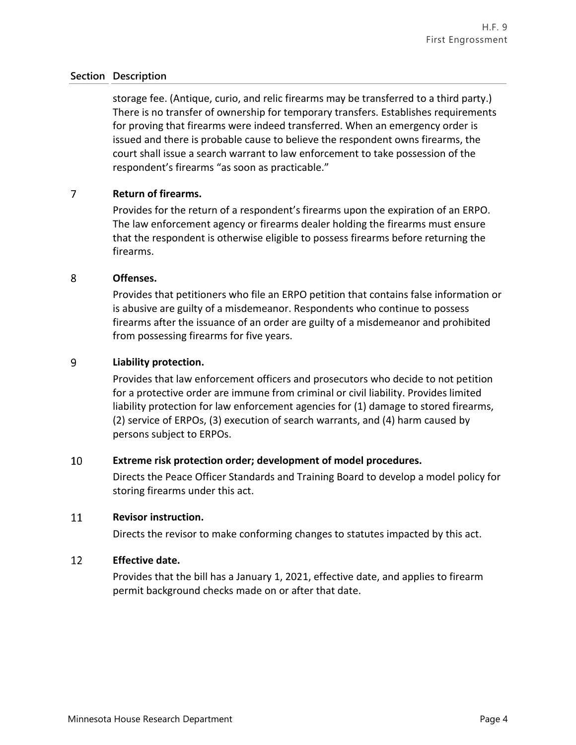| Section | Description |
|---|---|
| | storage fee. (Antique, curio, and relic firearms may be transferred to a third party.) There is no transfer of ownership for temporary transfers. Establishes requirements for proving that firearms were indeed transferred. When an emergency order is issued and there is probable cause to believe the respondent owns firearms, the court shall issue a search warrant to law enforcement to take possession of the respondent's firearms "as soon as practicable." |
| 7 | **Return of firearms.**<br>Provides for the return of a respondent's firearms upon the expiration of an ERPO. The law enforcement agency or firearms dealer holding the firearms must ensure that the respondent is otherwise eligible to possess firearms before returning the firearms. |
| 8 | **Offenses.**<br>Provides that petitioners who file an ERPO petition that contains false information or is abusive are guilty of a misdemeanor. Respondents who continue to possess firearms after the issuance of an order are guilty of a misdemeanor and prohibited from possessing firearms for five years. |
| 9 | **Liability protection.**<br>Provides that law enforcement officers and prosecutors who decide to not petition for a protective order are immune from criminal or civil liability. Provides limited liability protection for law enforcement agencies for (1) damage to stored firearms, (2) service of ERPOs, (3) execution of search warrants, and (4) harm caused by persons subject to ERPOs. |
| 10 | **Extreme risk protection order; development of model procedures.**<br>Directs the Peace Officer Standards and Training Board to develop a model policy for storing firearms under this act. |
| 11 | **Revisor instruction.**<br>Directs the revisor to make conforming changes to statutes impacted by this act. |
| 12 | **Effective date.**<br>Provides that the bill has a January 1, 2021, effective date, and applies to firearm permit background checks made on or after that date. |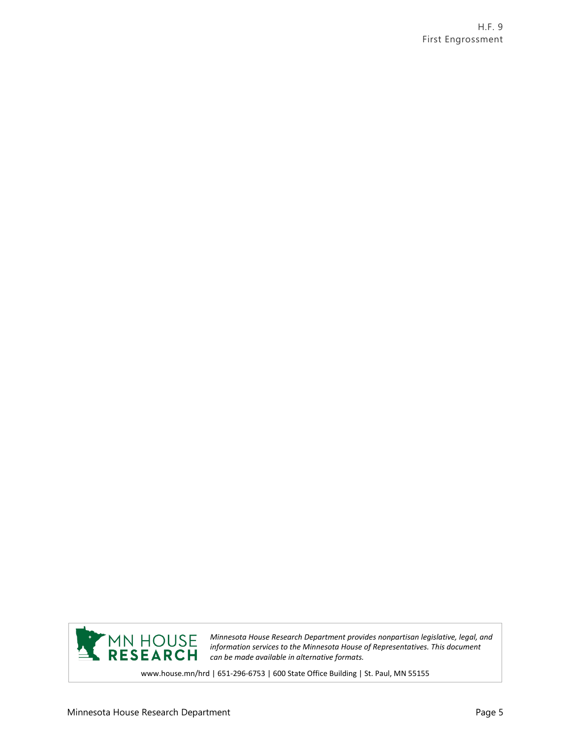MN HOUSE RESEARCH

*Minnesota House Research Department provides nonpartisan legislative, legal, and information services to the Minnesota House of Representatives. This document can be made available in alternative formats.*

www.house.mn/hrd | 651-296-6753 | 600 State Office Building | St. Paul, MN 55155